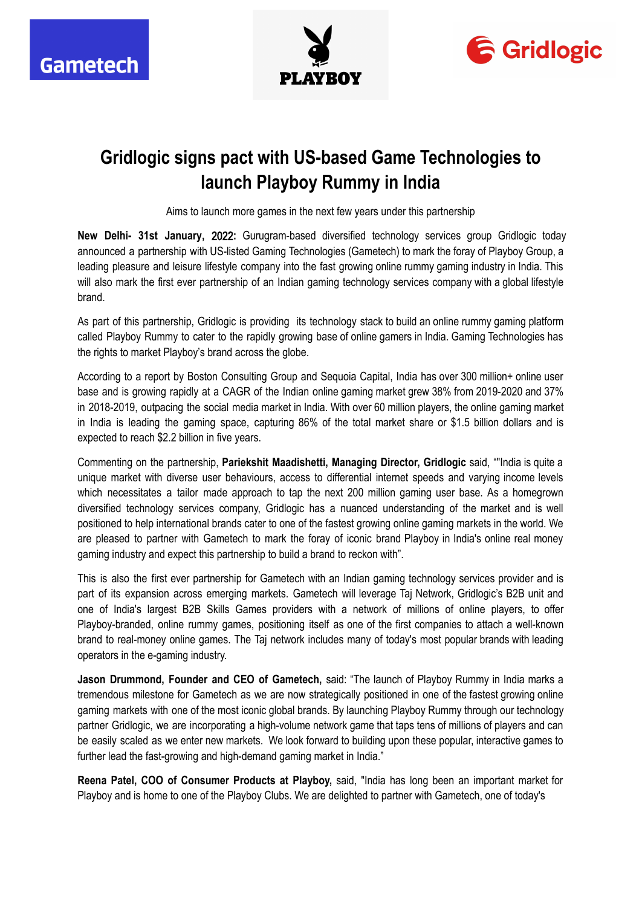# Gridlogic signs pact with US-based Game Technologies to launch Playboy Rummy in India

Aims to launch more games in the next few years under this partnership

**New Delhi- 31st January, 2022:** Gurugram-based diversified technology services group Gridlogic today announced a partnership with US-listed Gaming Technologies (Gametech) to mark the foray of Playboy Group, a leading pleasure and leisure lifestyle company into the fast growing online rummy gaming industry in India. This will also mark the first ever partnership of an Indian gaming technology services company with a global lifestyle brand.

As part of this partnership, Gridlogic is providing its technology stack to build an online rummy gaming platform called Playboy Rummy to cater to the rapidly growing base of online gamers in India. Gaming Technologies has the rights to market Playboy's brand across the globe.

According to a report by Boston Consulting Group and Sequoia Capital, India has over 300 million+ online user base and is growing rapidly at a CAGR of the Indian online gaming market grew 38% from 2019-2020 and 37% in 2018-2019, outpacing the social media market in India. With over 60 million players, the online gaming market in India is leading the gaming space, capturing 86% of the total market share or $1.5 billion dollars and is expected to reach $2.2 billion in five years.

Commenting on the partnership, **Pariekshit Maadishetti, Managing Director, Gridlogic** said, ""India is quite a unique market with diverse user behaviours, access to differential internet speeds and varying income levels which necessitates a tailor made approach to tap the next 200 million gaming user base. As a homegrown diversified technology services company, Gridlogic has a nuanced understanding of the market and is well positioned to help international brands cater to one of the fastest growing online gaming markets in the world. We are pleased to partner with Gametech to mark the foray of iconic brand Playboy in India's online real money gaming industry and expect this partnership to build a brand to reckon with".

This is also the first ever partnership for Gametech with an Indian gaming technology services provider and is part of its expansion across emerging markets. Gametech will leverage Taj Network, Gridlogic's B2B unit and one of India's largest B2B Skills Games providers with a network of millions of online players, to offer Playboy-branded, online rummy games, positioning itself as one of the first companies to attach a well-known brand to real-money online games. The Taj network includes many of today's most popular brands with leading operators in the e-gaming industry.

**Jason Drummond, Founder and CEO of Gametech,** said: "The launch of Playboy Rummy in India marks a tremendous milestone for Gametech as we are now strategically positioned in one of the fastest growing online gaming markets with one of the most iconic global brands. By launching Playboy Rummy through our technology partner Gridlogic, we are incorporating a high-volume network game that taps tens of millions of players and can be easily scaled as we enter new markets. We look forward to building upon these popular, interactive games to further lead the fast-growing and high-demand gaming market in India."

**Reena Patel, COO of Consumer Products at Playboy,** said, "India has long been an important market for Playboy and is home to one of the Playboy Clubs. We are delighted to partner with Gametech, one of today's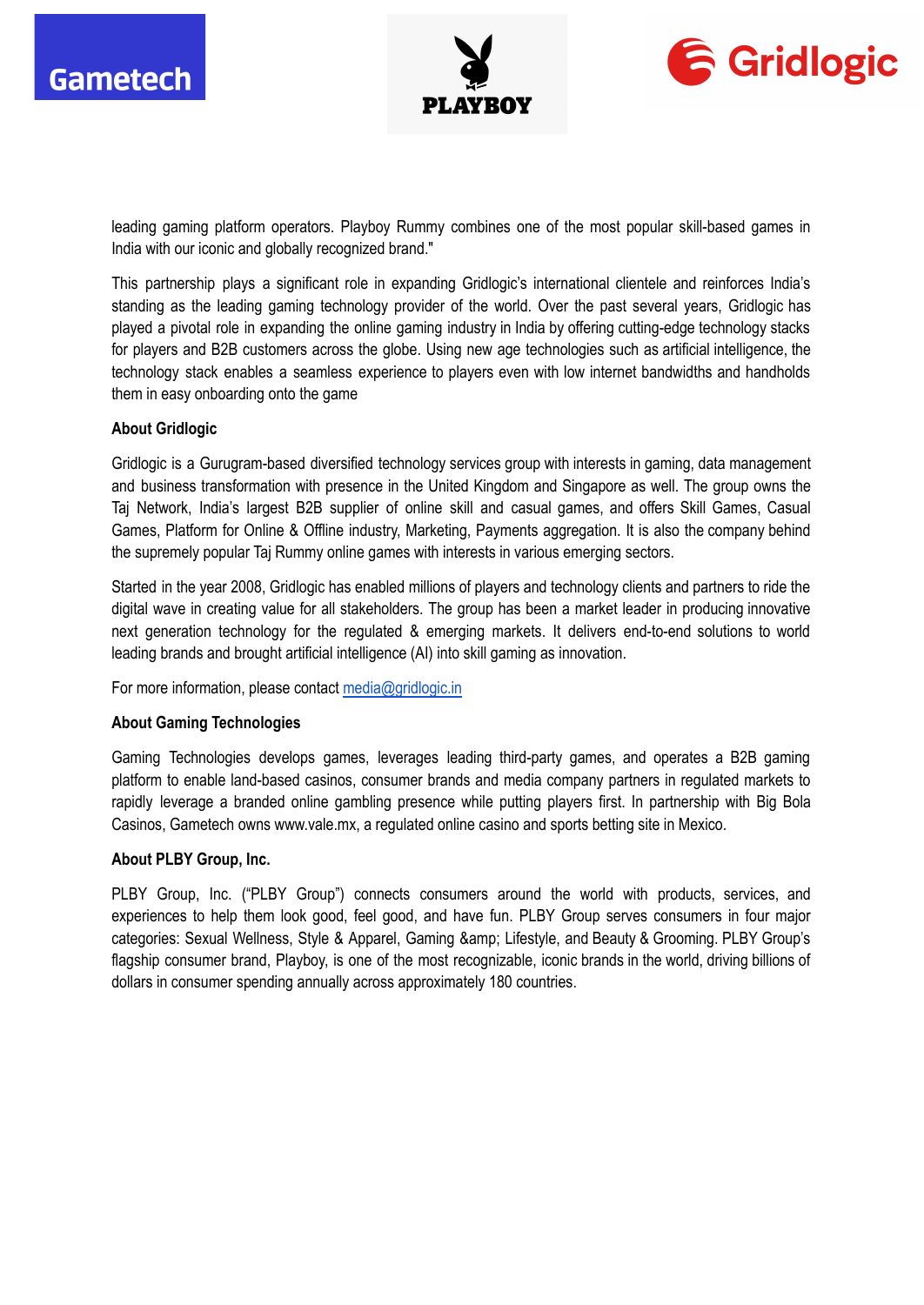leading gaming platform operators. Playboy Rummy combines one of the most popular skill-based games in India with our iconic and globally recognized brand."

This partnership plays a significant role in expanding Gridlogic's international clientele and reinforces India's standing as the leading gaming technology provider of the world. Over the past several years, Gridlogic has played a pivotal role in expanding the online gaming industry in India by offering cutting-edge technology stacks for players and B2B customers across the globe. Using new age technologies such as artificial intelligence, the technology stack enables a seamless experience to players even with low internet bandwidths and handholds them in easy onboarding onto the game

**About Gridlogic**

Gridlogic is a Gurugram-based diversified technology services group with interests in gaming, data management and business transformation with presence in the United Kingdom and Singapore as well. The group owns the Taj Network, India's largest B2B supplier of online skill and casual games, and offers Skill Games, Casual Games, Platform for Online & Offline industry, Marketing, Payments aggregation. It is also the company behind the supremely popular Taj Rummy online games with interests in various emerging sectors.

Started in the year 2008, Gridlogic has enabled millions of players and technology clients and partners to ride the digital wave in creating value for all stakeholders. The group has been a market leader in producing innovative next generation technology for the regulated & emerging markets. It delivers end-to-end solutions to world leading brands and brought artificial intelligence (AI) into skill gaming as innovation.

For more information, please contact media@gridlogic.in

**About Gaming Technologies**

Gaming Technologies develops games, leverages leading third-party games, and operates a B2B gaming platform to enable land-based casinos, consumer brands and media company partners in regulated markets to rapidly leverage a branded online gambling presence while putting players first. In partnership with Big Bola Casinos, Gametech owns www.vale.mx, a regulated online casino and sports betting site in Mexico.

**About PLBY Group, Inc.**

PLBY Group, Inc. ("PLBY Group") connects consumers around the world with products, services, and experiences to help them look good, feel good, and have fun. PLBY Group serves consumers in four major categories: Sexual Wellness, Style & Apparel, Gaming &amp; Lifestyle, and Beauty & Grooming. PLBY Group's flagship consumer brand, Playboy, is one of the most recognizable, iconic brands in the world, driving billions of dollars in consumer spending annually across approximately 180 countries.